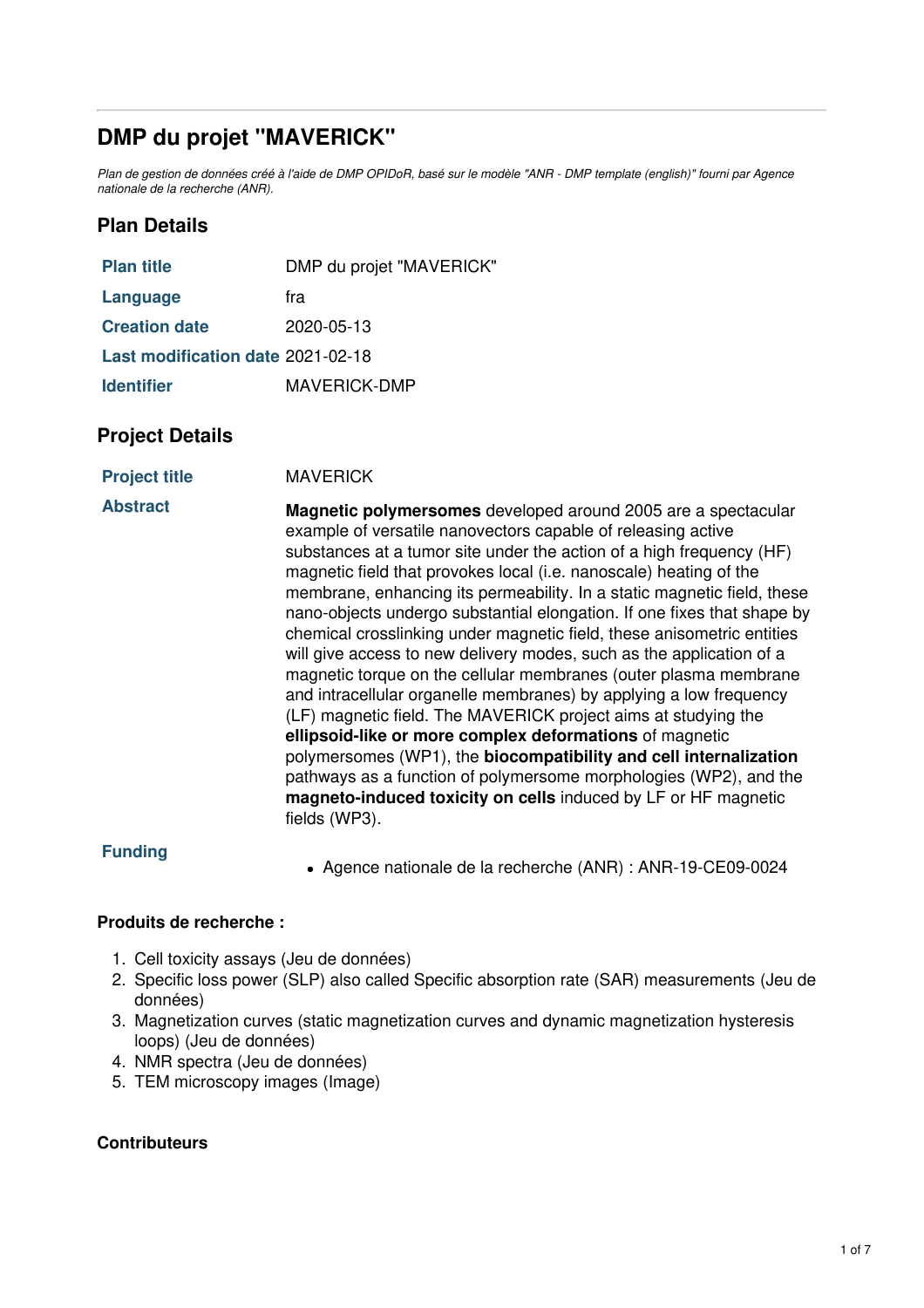# DMP du projet "MAVERICK"

*Plan de gestion de données créé à l'aide de DMP OPIDoR, basé sur le modèle "ANR - DMP template (english)" fourni par Agence nationale de la recherche (ANR).*

## Plan Details

| | |
|---|---|
| **Plan title** | DMP du projet "MAVERICK" |
| **Language** | fra |
| **Creation date** | 2020-05-13 |
| **Last modification date** | 2021-02-18 |
| **Identifier** | MAVERICK-DMP |

## Project Details

| | |
|---|---|
| **Project title** | MAVERICK |
| **Abstract** | **Magnetic polymersomes** developed around 2005 are a spectacular example of versatile nanovectors capable of releasing active substances at a tumor site under the action of a high frequency (HF) magnetic field that provokes local (i.e. nanoscale) heating of the membrane, enhancing its permeability. In a static magnetic field, these nano-objects undergo substantial elongation. If one fixes that shape by chemical crosslinking under magnetic field, these anisometric entities will give access to new delivery modes, such as the application of a magnetic torque on the cellular membranes (outer plasma membrane and intracellular organelle membranes) by applying a low frequency (LF) magnetic field. The MAVERICK project aims at studying the **ellipsoid-like or more complex deformations** of magnetic polymersomes (WP1), the **biocompatibility and cell internalization** pathways as a function of polymersome morphologies (WP2), and the **magneto-induced toxicity on cells** induced by LF or HF magnetic fields (WP3). |
| **Funding** | • Agence nationale de la recherche (ANR) : ANR-19-CE09-0024 |

**Produits de recherche :**

1. Cell toxicity assays (Jeu de données)
2. Specific loss power (SLP) also called Specific absorption rate (SAR) measurements (Jeu de données)
3. Magnetization curves (static magnetization curves and dynamic magnetization hysteresis loops) (Jeu de données)
4. NMR spectra (Jeu de données)
5. TEM microscopy images (Image)

**Contributeurs**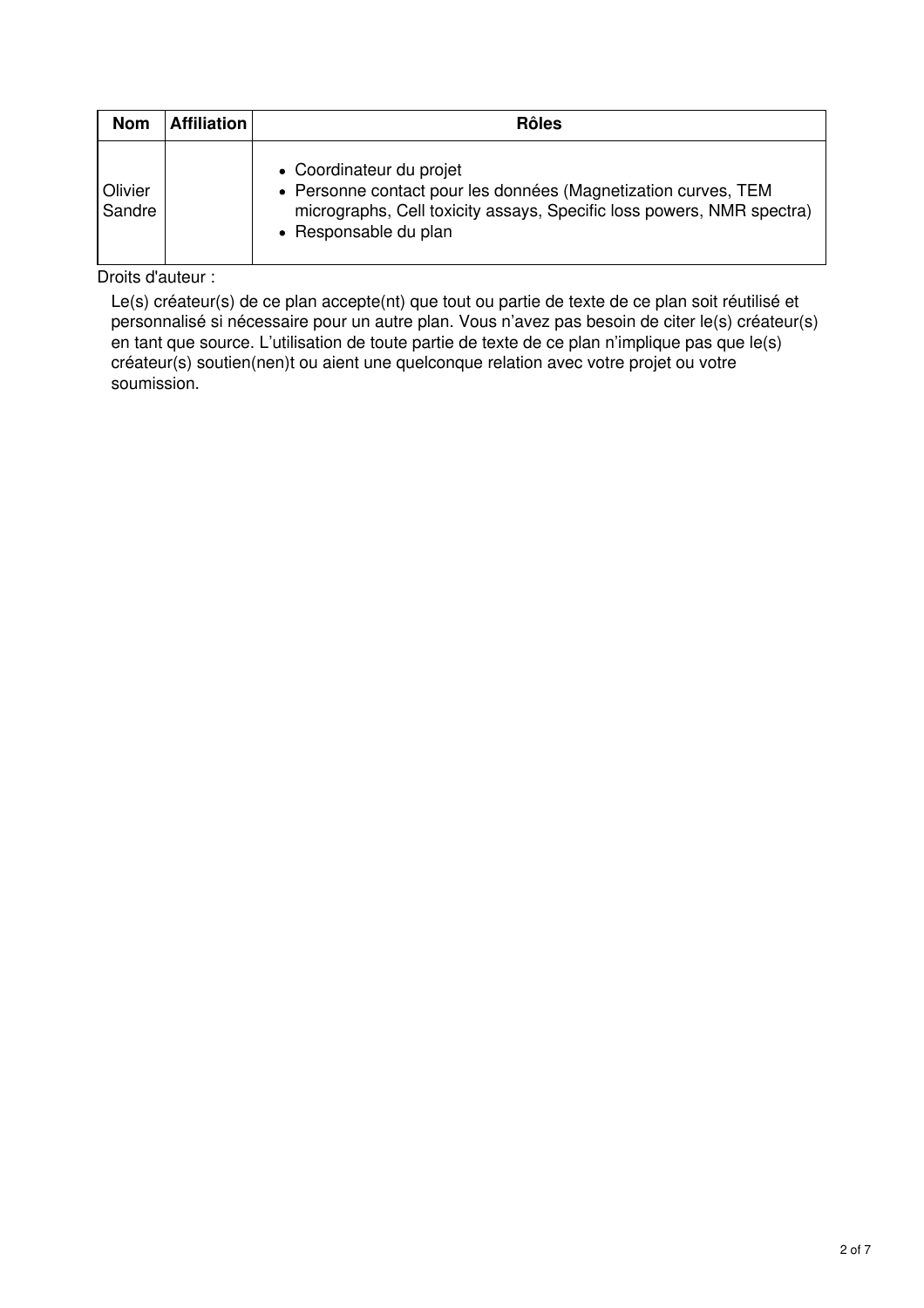| Nom | Affiliation | Rôles |
|---|---|---|
| Olivier Sandre | | • Coordinateur du projet<br>• Personne contact pour les données (Magnetization curves, TEM micrographs, Cell toxicity assays, Specific loss powers, NMR spectra)<br>• Responsable du plan |

Droits d'auteur :

Le(s) créateur(s) de ce plan accepte(nt) que tout ou partie de texte de ce plan soit réutilisé et personnalisé si nécessaire pour un autre plan. Vous n'avez pas besoin de citer le(s) créateur(s) en tant que source. L'utilisation de toute partie de texte de ce plan n'implique pas que le(s) créateur(s) soutien(nen)t ou aient une quelconque relation avec votre projet ou votre soumission.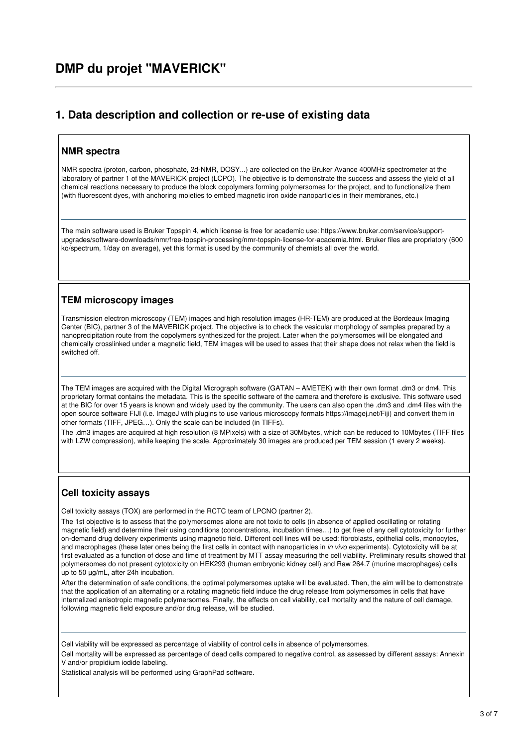# DMP du projet "MAVERICK"

## 1. Data description and collection or re-use of existing data

### NMR spectra

NMR spectra (proton, carbon, phosphate, 2d-NMR, DOSY...) are collected on the Bruker Avance 400MHz spectrometer at the laboratory of partner 1 of the MAVERICK project (LCPO). The objective is to demonstrate the success and assess the yield of all chemical reactions necessary to produce the block copolymers forming polymersomes for the project, and to functionalize them (with fluorescent dyes, with anchoring moieties to embed magnetic iron oxide nanoparticles in their membranes, etc.)

---

The main software used is Bruker Topspin 4, which license is free for academic use: https://www.bruker.com/service/support-upgrades/software-downloads/nmr/free-topspin-processing/nmr-topspin-license-for-academia.html. Bruker files are propriatory (600 ko/spectrum, 1/day on average), yet this format is used by the community of chemists all over the world.

### TEM microscopy images

Transmission electron microscopy (TEM) images and high resolution images (HR-TEM) are produced at the Bordeaux Imaging Center (BIC), partner 3 of the MAVERICK project. The objective is to check the vesicular morphology of samples prepared by a nanoprecipitation route from the copolymers synthesized for the project. Later when the polymersomes will be elongated and chemically crosslinked under a magnetic field, TEM images will be used to asses that their shape does not relax when the field is switched off.

---

The TEM images are acquired with the Digital Micrograph software (GATAN – AMETEK) with their own format .dm3 or dm4. This proprietary format contains the metadata. This is the specific software of the camera and therefore is exclusive. This software used at the BIC for over 15 years is known and widely used by the community. The users can also open the .dm3 and .dm4 files with the open source software FIJI (i.e. ImageJ with plugins to use various microscopy formats https://imagej.net/Fiji) and convert them in other formats (TIFF, JPEG…). Only the scale can be included (in TIFFs).

The .dm3 images are acquired at high resolution (8 MPixels) with a size of 30Mbytes, which can be reduced to 10Mbytes (TIFF files with LZW compression), while keeping the scale. Approximately 30 images are produced per TEM session (1 every 2 weeks).

### Cell toxicity assays

Cell toxicity assays (TOX) are performed in the RCTC team of LPCNO (partner 2).

The 1st objective is to assess that the polymersomes alone are not toxic to cells (in absence of applied oscillating or rotating magnetic field) and determine their using conditions (concentrations, incubation times…) to get free of any cell cytotoxicity for further on-demand drug delivery experiments using magnetic field. Different cell lines will be used: fibroblasts, epithelial cells, monocytes, and macrophages (these later ones being the first cells in contact with nanoparticles in *in vivo* experiments). Cytotoxicity will be at first evaluated as a function of dose and time of treatment by MTT assay measuring the cell viability. Preliminary results showed that polymersomes do not present cytotoxicity on HEK293 (human embryonic kidney cell) and Raw 264.7 (murine macrophages) cells up to 50 µg/mL, after 24h incubation.

After the determination of safe conditions, the optimal polymersomes uptake will be evaluated. Then, the aim will be to demonstrate that the application of an alternating or a rotating magnetic field induce the drug release from polymersomes in cells that have internalized anisotropic magnetic polymersomes. Finally, the effects on cell viability, cell mortality and the nature of cell damage, following magnetic field exposure and/or drug release, will be studied.

---

Cell viability will be expressed as percentage of viability of control cells in absence of polymersomes.

Cell mortality will be expressed as percentage of dead cells compared to negative control, as assessed by different assays: Annexin V and/or propidium iodide labeling.

Statistical analysis will be performed using GraphPad software.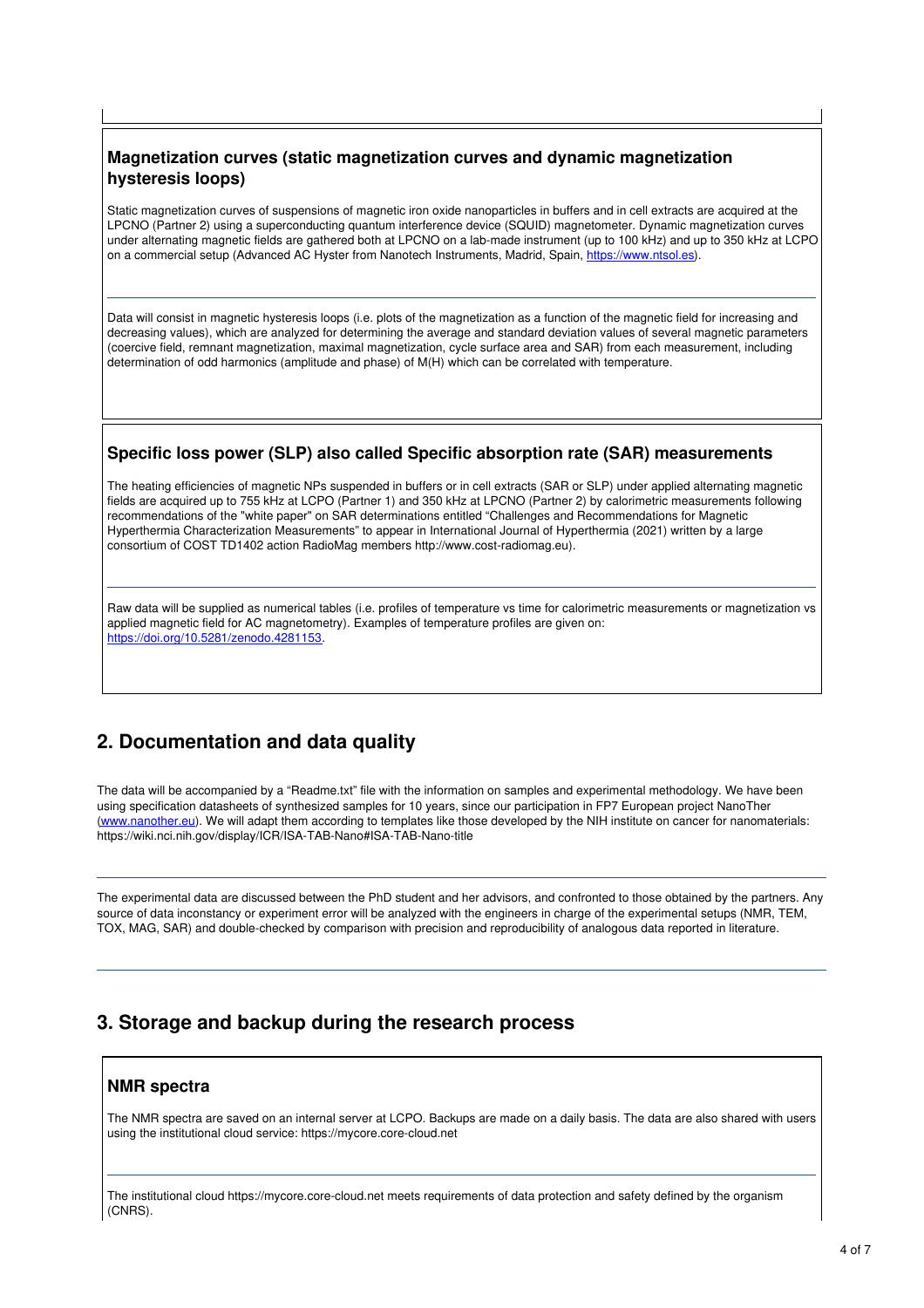### Magnetization curves (static magnetization curves and dynamic magnetization hysteresis loops)

Static magnetization curves of suspensions of magnetic iron oxide nanoparticles in buffers and in cell extracts are acquired at the LPCNO (Partner 2) using a superconducting quantum interference device (SQUID) magnetometer. Dynamic magnetization curves under alternating magnetic fields are gathered both at LPCNO on a lab-made instrument (up to 100 kHz) and up to 350 kHz at LCPO on a commercial setup (Advanced AC Hyster from Nanotech Instruments, Madrid, Spain, [https://www.ntsol.es](https://www.ntsol.es)).

---

Data will consist in magnetic hysteresis loops (i.e. plots of the magnetization as a function of the magnetic field for increasing and decreasing values), which are analyzed for determining the average and standard deviation values of several magnetic parameters (coercive field, remnant magnetization, maximal magnetization, cycle surface area and SAR) from each measurement, including determination of odd harmonics (amplitude and phase) of M(H) which can be correlated with temperature.

### Specific loss power (SLP) also called Specific absorption rate (SAR) measurements

The heating efficiencies of magnetic NPs suspended in buffers or in cell extracts (SAR or SLP) under applied alternating magnetic fields are acquired up to 755 kHz at LCPO (Partner 1) and 350 kHz at LPCNO (Partner 2) by calorimetric measurements following recommendations of the "white paper" on SAR determinations entitled "Challenges and Recommendations for Magnetic Hyperthermia Characterization Measurements" to appear in International Journal of Hyperthermia (2021) written by a large consortium of COST TD1402 action RadioMag members http://www.cost-radiomag.eu).

---

Raw data will be supplied as numerical tables (i.e. profiles of temperature vs time for calorimetric measurements or magnetization vs applied magnetic field for AC magnetometry). Examples of temperature profiles are given on: [https://doi.org/10.5281/zenodo.4281153](https://doi.org/10.5281/zenodo.4281153).

## 2. Documentation and data quality

The data will be accompanied by a "Readme.txt" file with the information on samples and experimental methodology. We have been using specification datasheets of synthesized samples for 10 years, since our participation in FP7 European project NanoTher ([www.nanother.eu](www.nanother.eu)). We will adapt them according to templates like those developed by the NIH institute on cancer for nanomaterials: https://wiki.nci.nih.gov/display/ICR/ISA-TAB-Nano#ISA-TAB-Nano-title

---

The experimental data are discussed between the PhD student and her advisors, and confronted to those obtained by the partners. Any source of data inconstancy or experiment error will be analyzed with the engineers in charge of the experimental setups (NMR, TEM, TOX, MAG, SAR) and double-checked by comparison with precision and reproducibility of analogous data reported in literature.

---

## 3. Storage and backup during the research process

### NMR spectra

The NMR spectra are saved on an internal server at LCPO. Backups are made on a daily basis. The data are also shared with users using the institutional cloud service: https://mycore.core-cloud.net

---

The institutional cloud https://mycore.core-cloud.net meets requirements of data protection and safety defined by the organism (CNRS).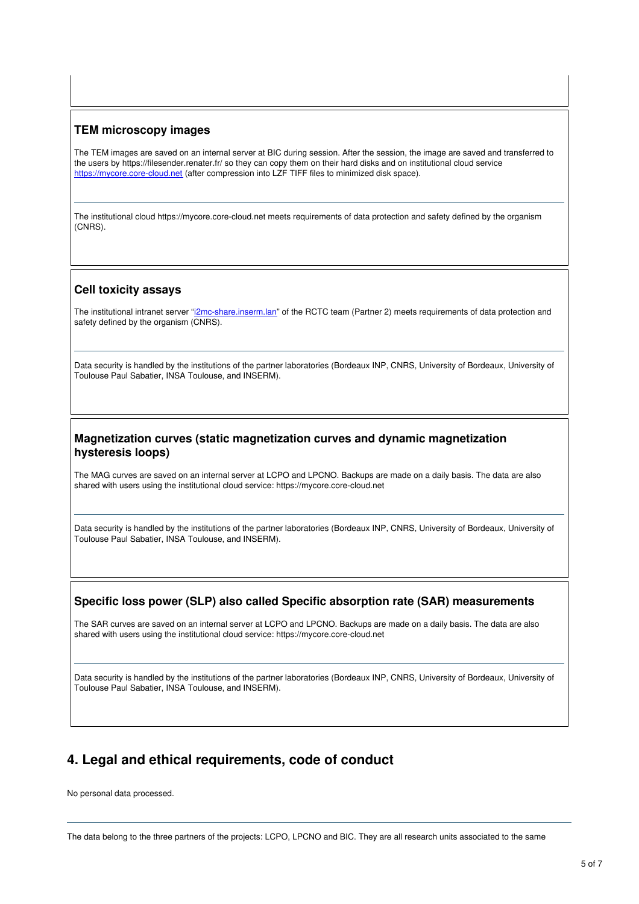### TEM microscopy images

The TEM images are saved on an internal server at BIC during session. After the session, the image are saved and transferred to the users by https://filesender.renater.fr/ so they can copy them on their hard disks and on institutional cloud service https://mycore.core-cloud.net (after compression into LZF TIFF files to minimized disk space).

---

The institutional cloud https://mycore.core-cloud.net meets requirements of data protection and safety defined by the organism (CNRS).

### Cell toxicity assays

The institutional intranet server "i2mc-share.inserm.lan" of the RCTC team (Partner 2) meets requirements of data protection and safety defined by the organism (CNRS).

---

Data security is handled by the institutions of the partner laboratories (Bordeaux INP, CNRS, University of Bordeaux, University of Toulouse Paul Sabatier, INSA Toulouse, and INSERM).

### Magnetization curves (static magnetization curves and dynamic magnetization hysteresis loops)

The MAG curves are saved on an internal server at LCPO and LPCNO. Backups are made on a daily basis. The data are also shared with users using the institutional cloud service: https://mycore.core-cloud.net

---

Data security is handled by the institutions of the partner laboratories (Bordeaux INP, CNRS, University of Bordeaux, University of Toulouse Paul Sabatier, INSA Toulouse, and INSERM).

### Specific loss power (SLP) also called Specific absorption rate (SAR) measurements

The SAR curves are saved on an internal server at LCPO and LPCNO. Backups are made on a daily basis. The data are also shared with users using the institutional cloud service: https://mycore.core-cloud.net

---

Data security is handled by the institutions of the partner laboratories (Bordeaux INP, CNRS, University of Bordeaux, University of Toulouse Paul Sabatier, INSA Toulouse, and INSERM).

## 4. Legal and ethical requirements, code of conduct

No personal data processed.

---

The data belong to the three partners of the projects: LCPO, LPCNO and BIC. They are all research units associated to the same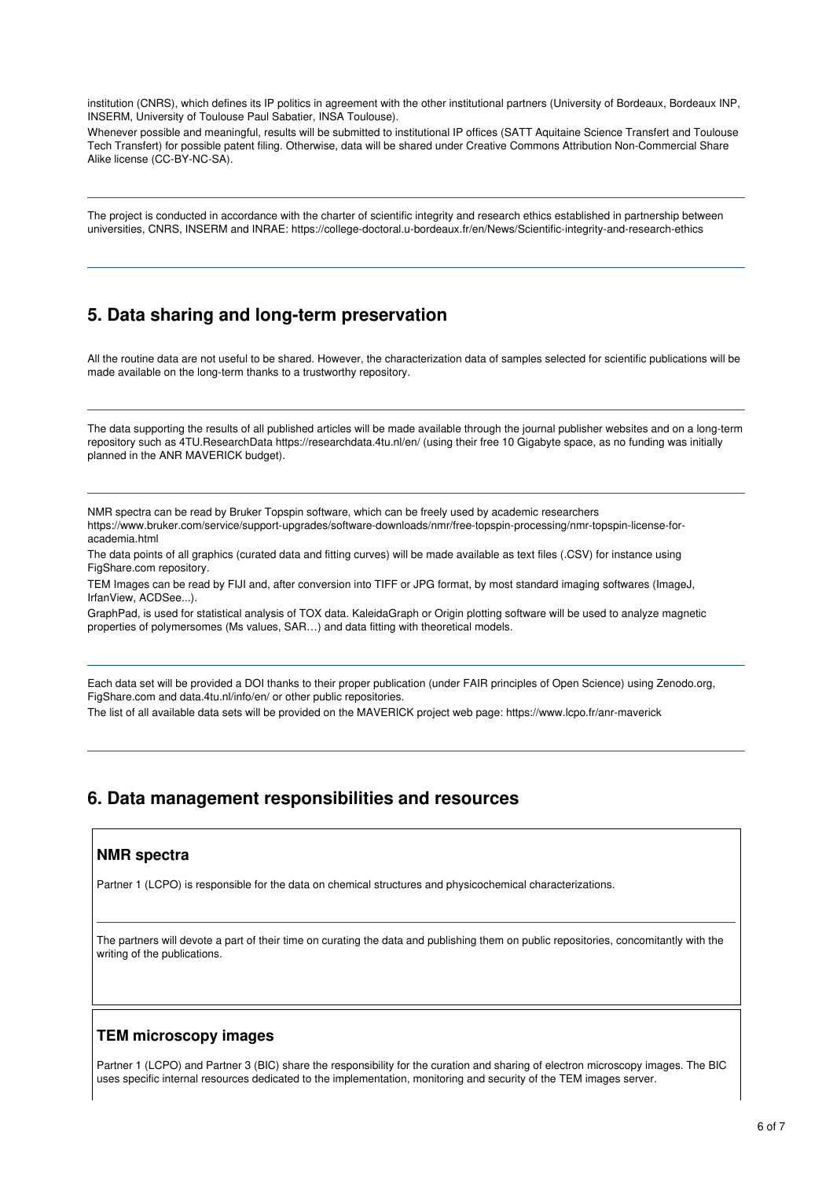institution (CNRS), which defines its IP politics in agreement with the other institutional partners (University of Bordeaux, Bordeaux INP, INSERM, University of Toulouse Paul Sabatier, INSA Toulouse).

Whenever possible and meaningful, results will be submitted to institutional IP offices (SATT Aquitaine Science Transfert and Toulouse Tech Transfert) for possible patent filing. Otherwise, data will be shared under Creative Commons Attribution Non-Commercial Share Alike license (CC-BY-NC-SA).

---

The project is conducted in accordance with the charter of scientific integrity and research ethics established in partnership between universities, CNRS, INSERM and INRAE: https://college-doctoral.u-bordeaux.fr/en/News/Scientific-integrity-and-research-ethics

---

## 5. Data sharing and long-term preservation

All the routine data are not useful to be shared. However, the characterization data of samples selected for scientific publications will be made available on the long-term thanks to a trustworthy repository.

---

The data supporting the results of all published articles will be made available through the journal publisher websites and on a long-term repository such as 4TU.ResearchData https://researchdata.4tu.nl/en/ (using their free 10 Gigabyte space, as no funding was initially planned in the ANR MAVERICK budget).

---

NMR spectra can be read by Bruker Topspin software, which can be freely used by academic researchers https://www.bruker.com/service/support-upgrades/software-downloads/nmr/free-topspin-processing/nmr-topspin-license-for-academia.html

The data points of all graphics (curated data and fitting curves) will be made available as text files (.CSV) for instance using FigShare.com repository.

TEM Images can be read by FIJI and, after conversion into TIFF or JPG format, by most standard imaging softwares (ImageJ, IrfanView, ACDSee...).

GraphPad, is used for statistical analysis of TOX data. KaleidaGraph or Origin plotting software will be used to analyze magnetic properties of polymersomes (Ms values, SAR…) and data fitting with theoretical models.

---

Each data set will be provided a DOI thanks to their proper publication (under FAIR principles of Open Science) using Zenodo.org, FigShare.com and data.4tu.nl/info/en/ or other public repositories.

The list of all available data sets will be provided on the MAVERICK project web page: https://www.lcpo.fr/anr-maverick

---

## 6. Data management responsibilities and resources

### NMR spectra

Partner 1 (LCPO) is responsible for the data on chemical structures and physicochemical characterizations.

---

The partners will devote a part of their time on curating the data and publishing them on public repositories, concomitantly with the writing of the publications.

### TEM microscopy images

Partner 1 (LCPO) and Partner 3 (BIC) share the responsibility for the curation and sharing of electron microscopy images. The BIC uses specific internal resources dedicated to the implementation, monitoring and security of the TEM images server.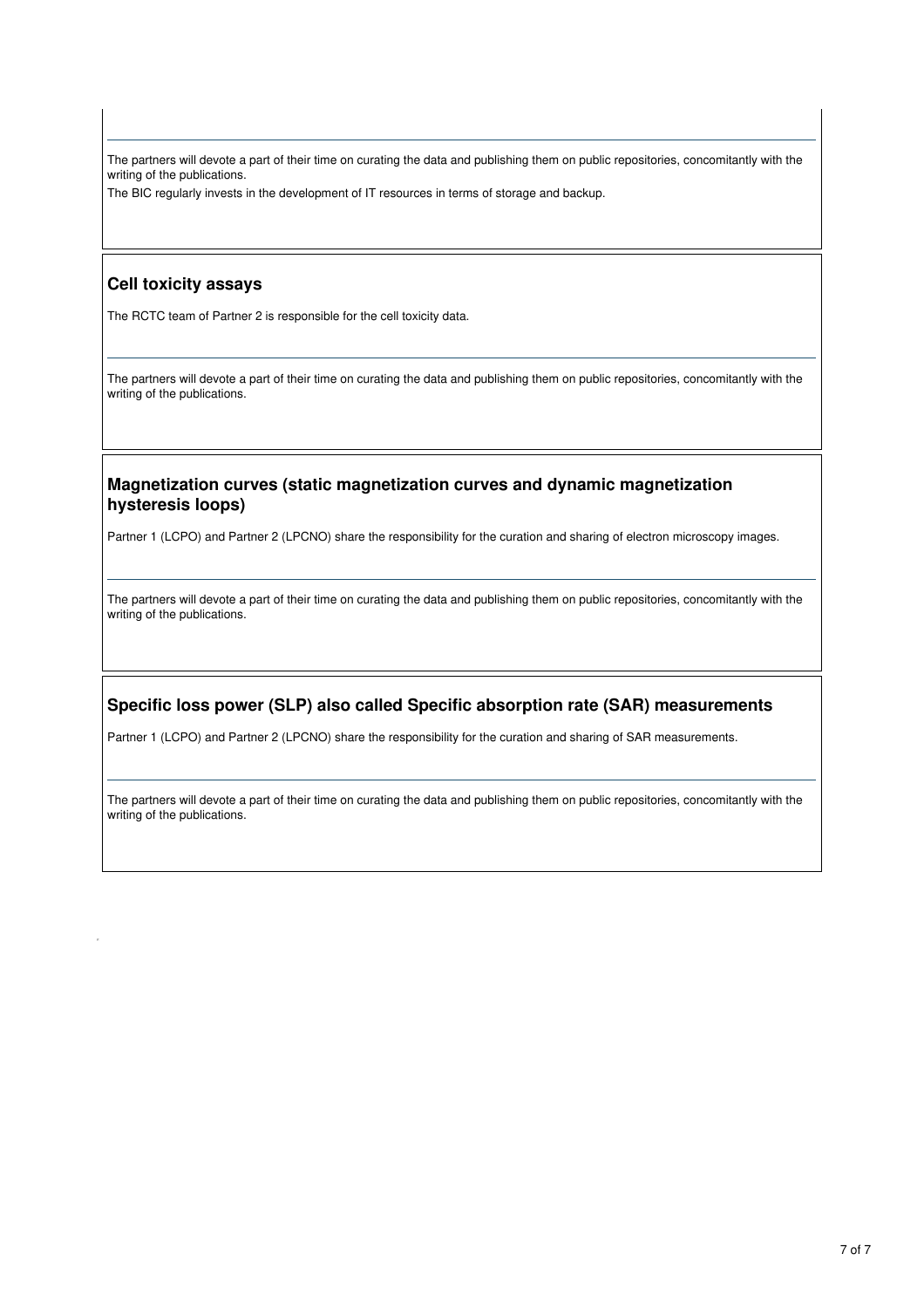The partners will devote a part of their time on curating the data and publishing them on public repositories, concomitantly with the writing of the publications.

The BIC regularly invests in the development of IT resources in terms of storage and backup.

### Cell toxicity assays

The RCTC team of Partner 2 is responsible for the cell toxicity data.

The partners will devote a part of their time on curating the data and publishing them on public repositories, concomitantly with the writing of the publications.

### Magnetization curves (static magnetization curves and dynamic magnetization hysteresis loops)

Partner 1 (LCPO) and Partner 2 (LPCNO) share the responsibility for the curation and sharing of electron microscopy images.

The partners will devote a part of their time on curating the data and publishing them on public repositories, concomitantly with the writing of the publications.

### Specific loss power (SLP) also called Specific absorption rate (SAR) measurements

Partner 1 (LCPO) and Partner 2 (LPCNO) share the responsibility for the curation and sharing of SAR measurements.

The partners will devote a part of their time on curating the data and publishing them on public repositories, concomitantly with the writing of the publications.